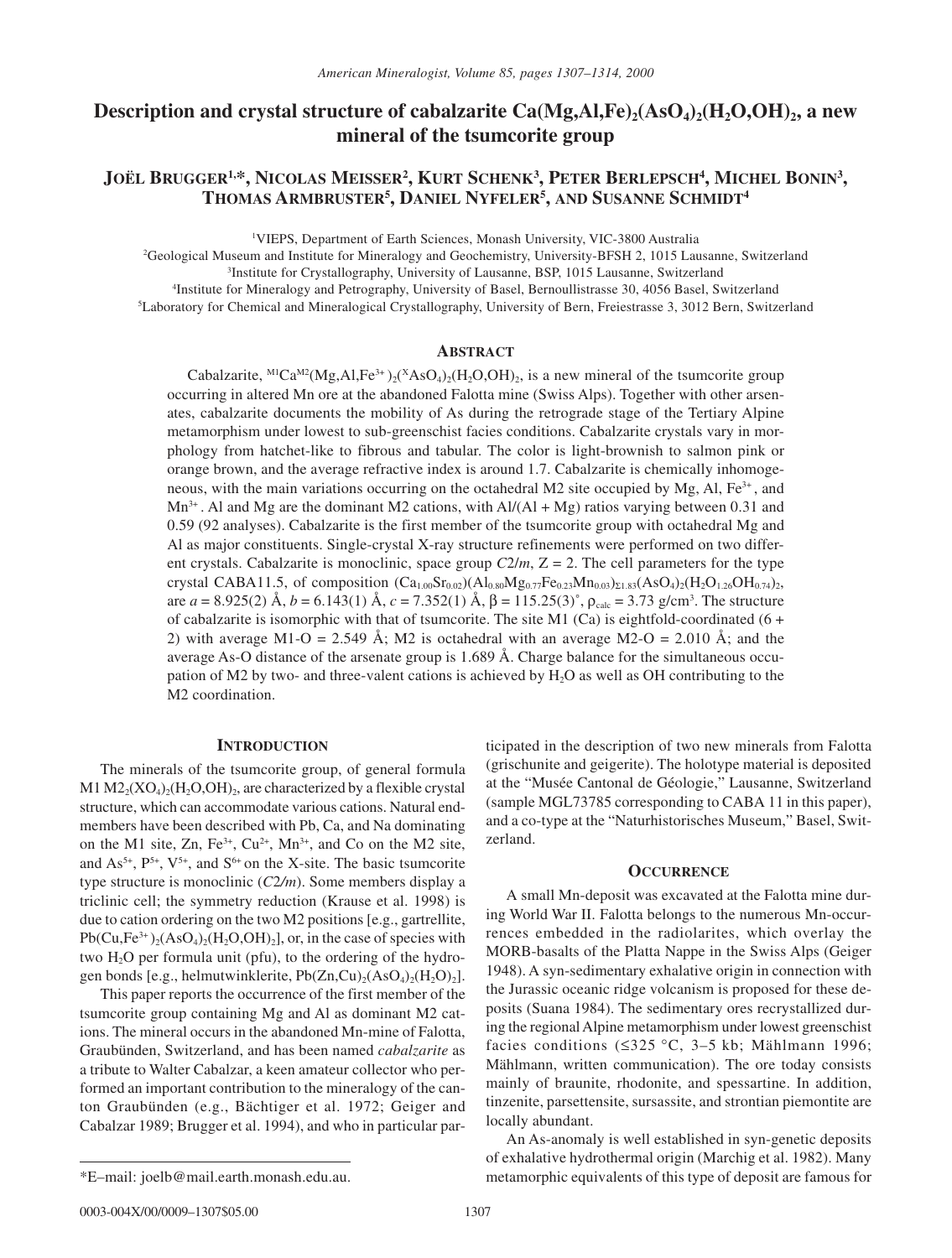# Description and crystal structure of cabalzarite $Ca(Mg,Al,Fe)_2(AsO_4)_2(H_2O,OH)_2$, a new mineral of the tsumcorite group

**JOËL BRUGGER[1,*], NICOLAS MEISSER[2], KURT SCHENK[3], PETER BERLEPSCH[4], MICHEL BONIN[3], THOMAS ARMBRUSTER[5], DANIEL NYFELER[5], AND SUSANNE SCHMIDT[4]**

[1]VIEPS, Department of Earth Sciences, Monash University, VIC-3800 Australia
[2]Geological Museum and Institute for Mineralogy and Geochemistry, University-BFSH 2, 1015 Lausanne, Switzerland
[3]Institute for Crystallography, University of Lausanne, BSP, 1015 Lausanne, Switzerland
[4]Institute for Mineralogy and Petrography, University of Basel, Bernoullistrasse 30, 4056 Basel, Switzerland
[5]Laboratory for Chemical and Mineralogical Crystallography, University of Bern, Freiestrasse 3, 3012 Bern, Switzerland

## ABSTRACT

Cabalzarite, $^{M1}Ca^{M2}(Mg,Al,Fe^{3+})_2(^{X}AsO_4)_2(H_2O,OH)_2$, is a new mineral of the tsumcorite group occurring in altered Mn ore at the abandoned Falotta mine (Swiss Alps). Together with other arsenates, cabalzarite documents the mobility of As during the retrograde stage of the Tertiary Alpine metamorphism under lowest to sub-greenschist facies conditions. Cabalzarite crystals vary in morphology from hatchet-like to fibrous and tabular. The color is light-brownish to salmon pink or orange brown, and the average refractive index is around 1.7. Cabalzarite is chemically inhomogeneous, with the main variations occurring on the octahedral M2 site occupied by Mg, Al, $Fe^{3+}$, and $Mn^{3+}$. Al and Mg are the dominant M2 cations, with Al/(Al + Mg) ratios varying between 0.31 and 0.59 (92 analyses). Cabalzarite is the first member of the tsumcorite group with octahedral Mg and Al as major constituents. Single-crystal X-ray structure refinements were performed on two different crystals. Cabalzarite is monoclinic, space group $C2/m$, Z = 2. The cell parameters for the type crystal CABA11.5, of composition $(Ca_{1.00}Sr_{0.02})(Al_{0.80}Mg_{0.77}Fe_{0.23}Mn_{0.03})_{\Sigma 1.83}(AsO_4)_2(H_2O_{1.26}OH_{0.74})_2$, are $a$ = 8.925(2) Å, $b$ = 6.143(1) Å, $c$ = 7.352(1) Å, β = 115.25(3)°, $\rho_{calc}$ = 3.73 g/cm³. The structure of cabalzarite is isomorphic with that of tsumcorite. The site M1 (Ca) is eightfold-coordinated (6 + 2) with average M1-O = 2.549 Å; M2 is octahedral with an average M2-O = 2.010 Å; and the average As-O distance of the arsenate group is 1.689 Å. Charge balance for the simultaneous occupation of M2 by two- and three-valent cations is achieved by $H_2O$ as well as OH contributing to the M2 coordination.

## INTRODUCTION

The minerals of the tsumcorite group, of general formula $M1\,M2_2(XO_4)_2(H_2O,OH)_2$, are characterized by a flexible crystal structure, which can accommodate various cations. Natural endmembers have been described with Pb, Ca, and Na dominating on the M1 site, Zn, $Fe^{3+}$, $Cu^{2+}$, $Mn^{3+}$, and Co on the M2 site, and $As^{5+}$, $P^{5+}$, $V^{5+}$, and $S^{6+}$ on the X-site. The basic tsumcorite type structure is monoclinic ($C2/m$). Some members display a triclinic cell; the symmetry reduction (Krause et al. 1998) is due to cation ordering on the two M2 positions [e.g., gartrellite, $Pb(Cu,Fe^{3+})_2(AsO_4)_2(H_2O,OH)_2$], or, in the case of species with two $H_2O$ per formula unit (pfu), to the ordering of the hydrogen bonds [e.g., helmutwinklerite, $Pb(Zn,Cu)_2(AsO_4)_2(H_2O)_2$].

This paper reports the occurrence of the first member of the tsumcorite group containing Mg and Al as dominant M2 cations. The mineral occurs in the abandoned Mn-mine of Falotta, Graubünden, Switzerland, and has been named *cabalzarite* as a tribute to Walter Cabalzar, a keen amateur collector who performed an important contribution to the mineralogy of the canton Graubünden (e.g., Bächtiger et al. 1972; Geiger and Cabalzar 1989; Brugger et al. 1994), and who in particular participated in the description of two new minerals from Falotta (grischunite and geigerite). The holotype material is deposited at the "Musée Cantonal de Géologie," Lausanne, Switzerland (sample MGL73785 corresponding to CABA 11 in this paper), and a co-type at the "Naturhistorisches Museum," Basel, Switzerland.

## OCCURRENCE

A small Mn-deposit was excavated at the Falotta mine during World War II. Falotta belongs to the numerous Mn-occurrences embedded in the radiolarites, which overlay the MORB-basalts of the Platta Nappe in the Swiss Alps (Geiger 1948). A syn-sedimentary exhalative origin in connection with the Jurassic oceanic ridge volcanism is proposed for these deposits (Suana 1984). The sedimentary ores recrystallized during the regional Alpine metamorphism under lowest greenschist facies conditions (≤325 °C, 3–5 kb; Mählmann 1996; Mählmann, written communication). The ore today consists mainly of braunite, rhodonite, and spessartine. In addition, tinzenite, parsettensite, sursassite, and strontian piemontite are locally abundant.

An As-anomaly is well established in syn-genetic deposits of exhalative hydrothermal origin (Marchig et al. 1982). Many metamorphic equivalents of this type of deposit are famous for

*E–mail: joelb@mail.earth.monash.edu.au.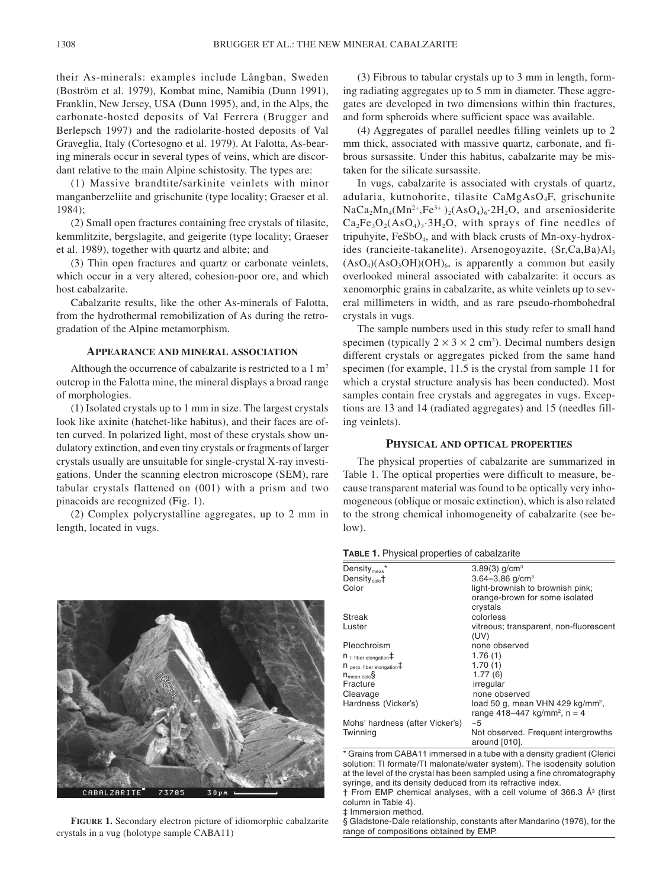their As-minerals: examples include Långban, Sweden (Boström et al. 1979), Kombat mine, Namibia (Dunn 1991), Franklin, New Jersey, USA (Dunn 1995), and, in the Alps, the carbonate-hosted deposits of Val Ferrera (Brugger and Berlepsch 1997) and the radiolarite-hosted deposits of Val Graveglia, Italy (Cortesogno et al. 1979). At Falotta, As-bearing minerals occur in several types of veins, which are discordant relative to the main Alpine schistosity. The types are:

(1) Massive brandtite/sarkinite veinlets with minor manganberzeliite and grischunite (type locality; Graeser et al. 1984);

(2) Small open fractures containing free crystals of tilasite, kemmlitzite, bergslagite, and geigerite (type locality; Graeser et al. 1989), together with quartz and albite; and

(3) Thin open fractures and quartz or carbonate veinlets, which occur in a very altered, cohesion-poor ore, and which host cabalzarite.

Cabalzarite results, like the other As-minerals of Falotta, from the hydrothermal remobilization of As during the retrogradation of the Alpine metamorphism.

## Appearance and mineral association

Although the occurrence of cabalzarite is restricted to a 1 m$^2$ outcrop in the Falotta mine, the mineral displays a broad range of morphologies.

(1) Isolated crystals up to 1 mm in size. The largest crystals look like axinite (hatchet-like habitus), and their faces are often curved. In polarized light, most of these crystals show undulatory extinction, and even tiny crystals or fragments of larger crystals usually are unsuitable for single-crystal X-ray investigations. Under the scanning electron microscope (SEM), rare tabular crystals flattened on (001) with a prism and two pinacoids are recognized (Fig. 1).

(2) Complex polycrystalline aggregates, up to 2 mm in length, located in vugs.

**Figure 1.** Secondary electron picture of idiomorphic cabalzarite crystals in a vug (holotype sample CABA11)

(3) Fibrous to tabular crystals up to 3 mm in length, forming radiating aggregates up to 5 mm in diameter. These aggregates are developed in two dimensions within thin fractures, and form spheroids where sufficient space was available.

(4) Aggregates of parallel needles filling veinlets up to 2 mm thick, associated with massive quartz, carbonate, and fibrous sursassite. Under this habitus, cabalzarite may be mistaken for the silicate sursassite.

In vugs, cabalzarite is associated with crystals of quartz, adularia, kutnohorite, tilasite $CaMgAsO_4F$, grischunite $NaCa_2Mn_4(Mn^{2+},Fe^{3+})_2(AsO_4)_6{\cdot}2H_2O$, and arseniosiderite $Ca_2Fe_3O_2(AsO_4)_3{\cdot}3H_2O$, with sprays of fine needles of tripuhyite, $FeSbO_4$, and with black crusts of Mn-oxy-hydroxides (rancieite-takanelite). Arsenogoyazite, $(Sr,Ca,Ba)Al_3(AsO_4)(AsO_3OH)(OH)_6$, is apparently a common but easily overlooked mineral associated with cabalzarite: it occurs as xenomorphic grains in cabalzarite, as white veinlets up to several millimeters in width, and as rare pseudo-rhombohedral crystals in vugs.

The sample numbers used in this study refer to small hand specimen (typically $2 \times 3 \times 2$ cm$^3$). Decimal numbers design different crystals or aggregates picked from the same hand specimen (for example, 11.5 is the crystal from sample 11 for which a crystal structure analysis has been conducted). Most samples contain free crystals and aggregates in vugs. Exceptions are 13 and 14 (radiated aggregates) and 15 (needles filling veinlets).

## Physical and optical properties

The physical properties of cabalzarite are summarized in Table 1. The optical properties were difficult to measure, because transparent material was found to be optically very inhomogeneous (oblique or mosaic extinction), which is also related to the strong chemical inhomogeneity of cabalzarite (see below).

**Table 1.** Physical properties of cabalzarite

| | |
|---|---|
| Density$_{meas}$* | 3.89(3) g/cm$^3$ |
| Density$_{calc}$† | 3.64–3.86 g/cm$^3$ |
| Color | light-brownish to brownish pink; orange-brown for some isolated crystals |
| Streak | colorless |
| Luster | vitreous; transparent, non-fluorescent (UV) |
| Pleochroism | none observed |
| n $_{\parallel \text{ fiber elongation}}$‡ | 1.76 (1) |
| n $_{\text{perp. fiber elongation}}$‡ | 1.70 (1) |
| n$_{\text{mean calc}}$§ | 1.77 (6) |
| Fracture | irregular |
| Cleavage | none observed |
| Hardness (Vicker's) | load 50 g, mean VHN 429 kg/mm$^2$, range 418–447 kg/mm$^2$, n = 4 |
| Mohs' hardness (after Vicker's) | ~5 |
| Twinning | Not observed. Frequent intergrowths around [010]. |

\* Grains from CABA11 immersed in a tube with a density gradient (Clerici solution: Tl formate/Tl malonate/water system). The isodensity solution at the level of the crystal has been sampled using a fine chromatography syringe, and its density deduced from its refractive index.
† From EMP chemical analyses, with a cell volume of 366.3 Å$^3$ (first column in Table 4).
‡ Immersion method.
§ Gladstone-Dale relationship, constants after Mandarino (1976), for the range of compositions obtained by EMP.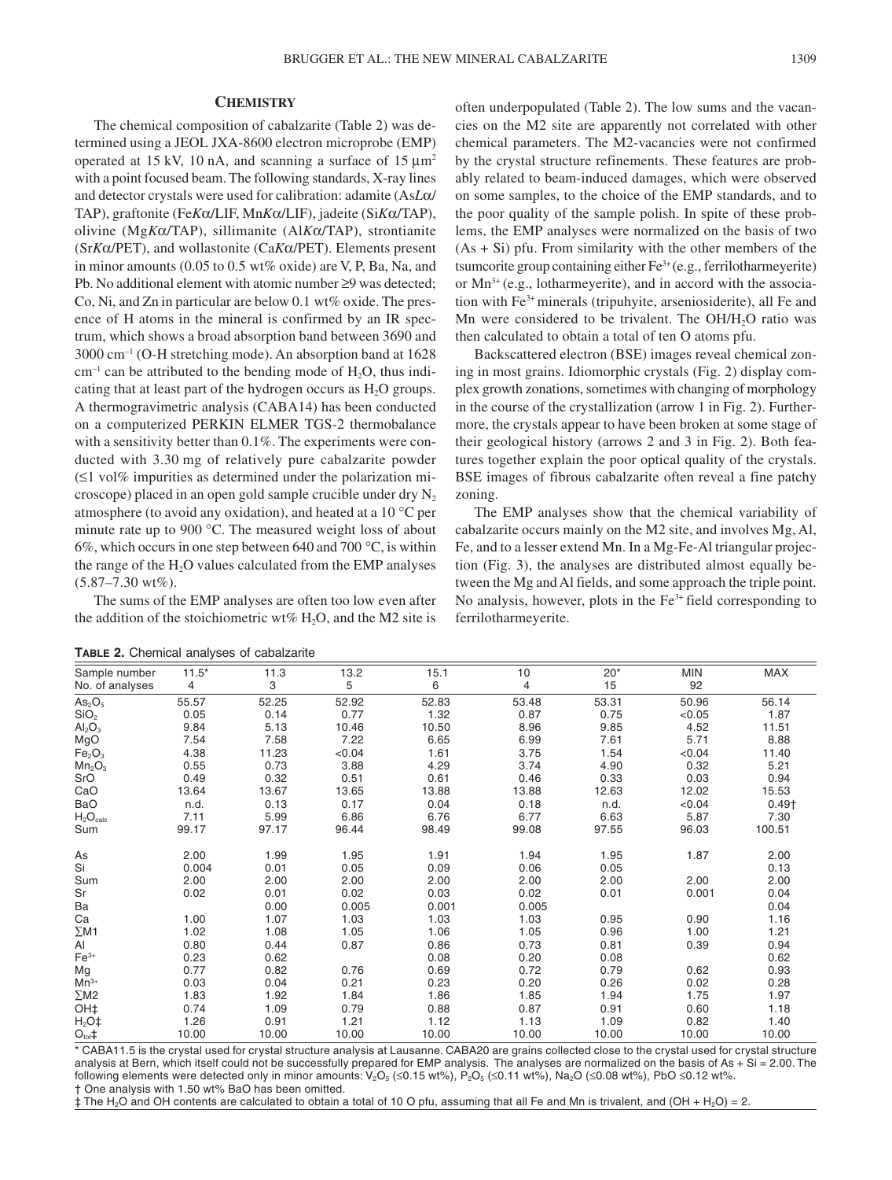## Chemistry

The chemical composition of cabalzarite (Table 2) was determined using a JEOL JXA-8600 electron microprobe (EMP) operated at 15 kV, 10 nA, and scanning a surface of 15 μm² with a point focused beam. The following standards, X-ray lines and detector crystals were used for calibration: adamite (As*L*α/TAP), graftonite (Fe*K*α/LIF, Mn*K*α/LIF), jadeite (Si*K*α/TAP), olivine (Mg*K*α/TAP), sillimanite (Al*K*α/TAP), strontianite (Sr*K*α/PET), and wollastonite (Ca*K*α/PET). Elements present in minor amounts (0.05 to 0.5 wt% oxide) are V, P, Ba, Na, and Pb. No additional element with atomic number ≥9 was detected; Co, Ni, and Zn in particular are below 0.1 wt% oxide. The presence of H atoms in the mineral is confirmed by an IR spectrum, which shows a broad absorption band between 3690 and 3000 cm⁻¹ (O-H stretching mode). An absorption band at 1628 cm⁻¹ can be attributed to the bending mode of $H_2O$, thus indicating that at least part of the hydrogen occurs as $H_2O$ groups. A thermogravimetric analysis (CABA14) has been conducted on a computerized PERKIN ELMER TGS-2 thermobalance with a sensitivity better than 0.1%. The experiments were conducted with 3.30 mg of relatively pure cabalzarite powder (≤1 vol% impurities as determined under the polarization microscope) placed in an open gold sample crucible under dry $N_2$ atmosphere (to avoid any oxidation), and heated at a 10 °C per minute rate up to 900 °C. The measured weight loss of about 6%, which occurs in one step between 640 and 700 °C, is within the range of the $H_2O$ values calculated from the EMP analyses (5.87–7.30 wt%).

The sums of the EMP analyses are often too low even after the addition of the stoichiometric wt% $H_2O$, and the M2 site is often underpopulated (Table 2). The low sums and the vacancies on the M2 site are apparently not correlated with other chemical parameters. The M2-vacancies were not confirmed by the crystal structure refinements. These features are probably related to beam-induced damages, which were observed on some samples, to the choice of the EMP standards, and to the poor quality of the sample polish. In spite of these problems, the EMP analyses were normalized on the basis of two (As + Si) pfu. From similarity with the other members of the tsumcorite group containing either $Fe^{3+}$ (e.g., ferrilotharmeyerite) or $Mn^{3+}$ (e.g., lotharmeyerite), and in accord with the association with $Fe^{3+}$ minerals (tripuhyite, arseniosiderite), all Fe and Mn were considered to be trivalent. The OH/$H_2O$ ratio was then calculated to obtain a total of ten O atoms pfu.

Backscattered electron (BSE) images reveal chemical zoning in most grains. Idiomorphic crystals (Fig. 2) display complex growth zonations, sometimes with changing of morphology in the course of the crystallization (arrow 1 in Fig. 2). Furthermore, the crystals appear to have been broken at some stage of their geological history (arrows 2 and 3 in Fig. 2). Both features together explain the poor optical quality of the crystals. BSE images of fibrous cabalzarite often reveal a fine patchy zoning.

The EMP analyses show that the chemical variability of cabalzarite occurs mainly on the M2 site, and involves Mg, Al, Fe, and to a lesser extend Mn. In a Mg-Fe-Al triangular projection (Fig. 3), the analyses are distributed almost equally between the Mg and Al fields, and some approach the triple point. No analysis, however, plots in the $Fe^{3+}$ field corresponding to ferrilotharmeyerite.

**Table 2.** Chemical analyses of cabalzarite

| Sample number | 11.5* | 11.3 | 13.2 | 15.1 | 10 | 20* | MIN | MAX |
|---|---|---|---|---|---|---|---|---|
| No. of analyses | 4 | 3 | 5 | 6 | 4 | 15 | 92 | |
| $As_2O_5$ | 55.57 | 52.25 | 52.92 | 52.83 | 53.48 | 53.31 | 50.96 | 56.14 |
| $SiO_2$ | 0.05 | 0.14 | 0.77 | 1.32 | 0.87 | 0.75 | <0.05 | 1.87 |
| $Al_2O_3$ | 9.84 | 5.13 | 10.46 | 10.50 | 8.96 | 9.85 | 4.52 | 11.51 |
| MgO | 7.54 | 7.58 | 7.22 | 6.65 | 6.99 | 7.61 | 5.71 | 8.88 |
| $Fe_2O_3$ | 4.38 | 11.23 | <0.04 | 1.61 | 3.75 | 1.54 | <0.04 | 11.40 |
| $Mn_2O_3$ | 0.55 | 0.73 | 3.88 | 4.29 | 3.74 | 4.90 | 0.32 | 5.21 |
| SrO | 0.49 | 0.32 | 0.51 | 0.61 | 0.46 | 0.33 | 0.03 | 0.94 |
| CaO | 13.64 | 13.67 | 13.65 | 13.88 | 13.88 | 12.63 | 12.02 | 15.53 |
| BaO | n.d. | 0.13 | 0.17 | 0.04 | 0.18 | n.d. | <0.04 | 0.49† |
| $H_2O_{calc}$ | 7.11 | 5.99 | 6.86 | 6.76 | 6.77 | 6.63 | 5.87 | 7.30 |
| Sum | 99.17 | 97.17 | 96.44 | 98.49 | 99.08 | 97.55 | 96.03 | 100.51 |
| | | | | | | | | |
| As | 2.00 | 1.99 | 1.95 | 1.91 | 1.94 | 1.95 | 1.87 | 2.00 |
| Si | 0.004 | 0.01 | 0.05 | 0.09 | 0.06 | 0.05 | | 0.13 |
| Sum | 2.00 | 2.00 | 2.00 | 2.00 | 2.00 | 2.00 | 2.00 | 2.00 |
| Sr | 0.02 | 0.01 | 0.02 | 0.03 | 0.02 | 0.01 | 0.001 | 0.04 |
| Ba | | 0.00 | 0.005 | 0.001 | 0.005 | | | 0.04 |
| Ca | 1.00 | 1.07 | 1.03 | 1.03 | 1.03 | 0.95 | 0.90 | 1.16 |
| ∑M1 | 1.02 | 1.08 | 1.05 | 1.06 | 1.05 | 0.96 | 1.00 | 1.21 |
| Al | 0.80 | 0.44 | 0.87 | 0.86 | 0.73 | 0.81 | 0.39 | 0.94 |
| $Fe^{3+}$ | 0.23 | 0.62 | | 0.08 | 0.20 | 0.08 | | 0.62 |
| Mg | 0.77 | 0.82 | 0.76 | 0.69 | 0.72 | 0.79 | 0.62 | 0.93 |
| $Mn^{3+}$ | 0.03 | 0.04 | 0.21 | 0.23 | 0.20 | 0.26 | 0.02 | 0.28 |
| ∑M2 | 1.83 | 1.92 | 1.84 | 1.86 | 1.85 | 1.94 | 1.75 | 1.97 |
| OH‡ | 0.74 | 1.09 | 0.79 | 0.88 | 0.87 | 0.91 | 0.60 | 1.18 |
| $H_2O$‡ | 1.26 | 0.91 | 1.21 | 1.12 | 1.13 | 1.09 | 0.82 | 1.40 |
| $O_{tot}$‡ | 10.00 | 10.00 | 10.00 | 10.00 | 10.00 | 10.00 | 10.00 | 10.00 |

\* CABA11.5 is the crystal used for crystal structure analysis at Lausanne. CABA20 are grains collected close to the crystal used for crystal structure analysis at Bern, which itself could not be successfully prepared for EMP analysis. The analyses are normalized on the basis of As + Si = 2.00. The following elements were detected only in minor amounts: $V_2O_5$ (≤0.15 wt%), $P_2O_5$ (≤0.11 wt%), $Na_2O$ (≤0.08 wt%), PbO ≤0.12 wt%.

† One analysis with 1.50 wt% BaO has been omitted.

‡ The $H_2O$ and OH contents are calculated to obtain a total of 10 O pfu, assuming that all Fe and Mn is trivalent, and (OH + $H_2O$) = 2.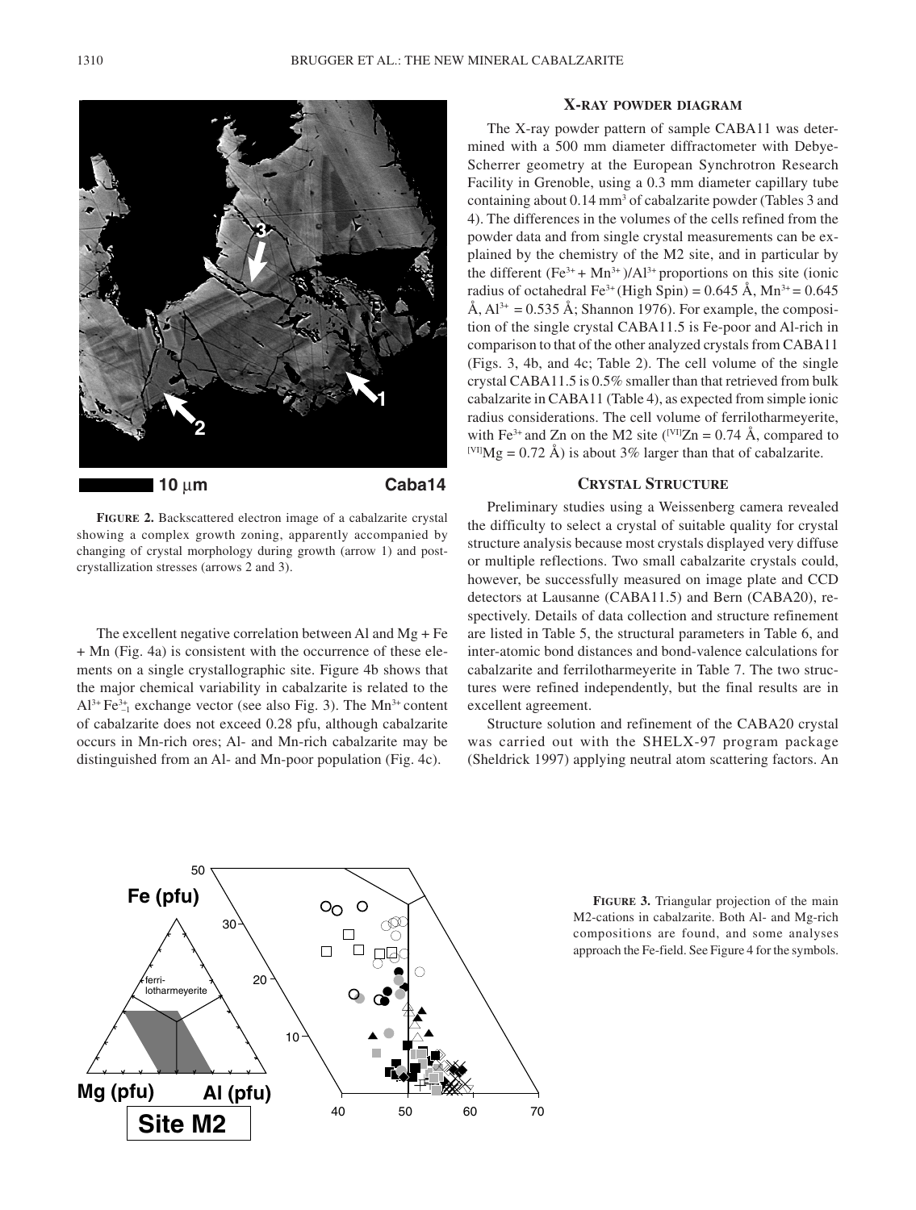**FIGURE 2.** Backscattered electron image of a cabalzarite crystal showing a complex growth zoning, apparently accompanied by changing of crystal morphology during growth (arrow 1) and post-crystallization stresses (arrows 2 and 3).

The excellent negative correlation between Al and Mg + Fe + Mn (Fig. 4a) is consistent with the occurrence of these elements on a single crystallographic site. Figure 4b shows that the major chemical variability in cabalzarite is related to the $Al^{3+}Fe^{3+}_{-1}$ exchange vector (see also Fig. 3). The $Mn^{3+}$ content of cabalzarite does not exceed 0.28 pfu, although cabalzarite occurs in Mn-rich ores; Al- and Mn-rich cabalzarite may be distinguished from an Al- and Mn-poor population (Fig. 4c).

**FIGURE 3.** Triangular projection of the main M2-cations in cabalzarite. Both Al- and Mg-rich compositions are found, and some analyses approach the Fe-field. See Figure 4 for the symbols.

## X-RAY POWDER DIAGRAM

The X-ray powder pattern of sample CABA11 was determined with a 500 mm diameter diffractometer with Debye-Scherrer geometry at the European Synchrotron Research Facility in Grenoble, using a 0.3 mm diameter capillary tube containing about 0.14 mm³ of cabalzarite powder (Tables 3 and 4). The differences in the volumes of the cells refined from the powder data and from single crystal measurements can be explained by the chemistry of the M2 site, and in particular by the different $(Fe^{3+} + Mn^{3+})/Al^{3+}$ proportions on this site (ionic radius of octahedral $Fe^{3+}$ (High Spin) = 0.645 Å, $Mn^{3+}$ = 0.645 Å, $Al^{3+}$ = 0.535 Å; Shannon 1976). For example, the composition of the single crystal CABA11.5 is Fe-poor and Al-rich in comparison to that of the other analyzed crystals from CABA11 (Figs. 3, 4b, and 4c; Table 2). The cell volume of the single crystal CABA11.5 is 0.5% smaller than that retrieved from bulk cabalzarite in CABA11 (Table 4), as expected from simple ionic radius considerations. The cell volume of ferrilotharmeyerite, with $Fe^{3+}$ and Zn on the M2 site ($^{[VI]}Zn$ = 0.74 Å, compared to $^{[VI]}Mg$ = 0.72 Å) is about 3% larger than that of cabalzarite.

## CRYSTAL STRUCTURE

Preliminary studies using a Weissenberg camera revealed the difficulty to select a crystal of suitable quality for crystal structure analysis because most crystals displayed very diffuse or multiple reflections. Two small cabalzarite crystals could, however, be successfully measured on image plate and CCD detectors at Lausanne (CABA11.5) and Bern (CABA20), respectively. Details of data collection and structure refinement are listed in Table 5, the structural parameters in Table 6, and inter-atomic bond distances and bond-valence calculations for cabalzarite and ferrilotharmeyerite in Table 7. The two structures were refined independently, but the final results are in excellent agreement.

Structure solution and refinement of the CABA20 crystal was carried out with the SHELX-97 program package (Sheldrick 1997) applying neutral atom scattering factors. An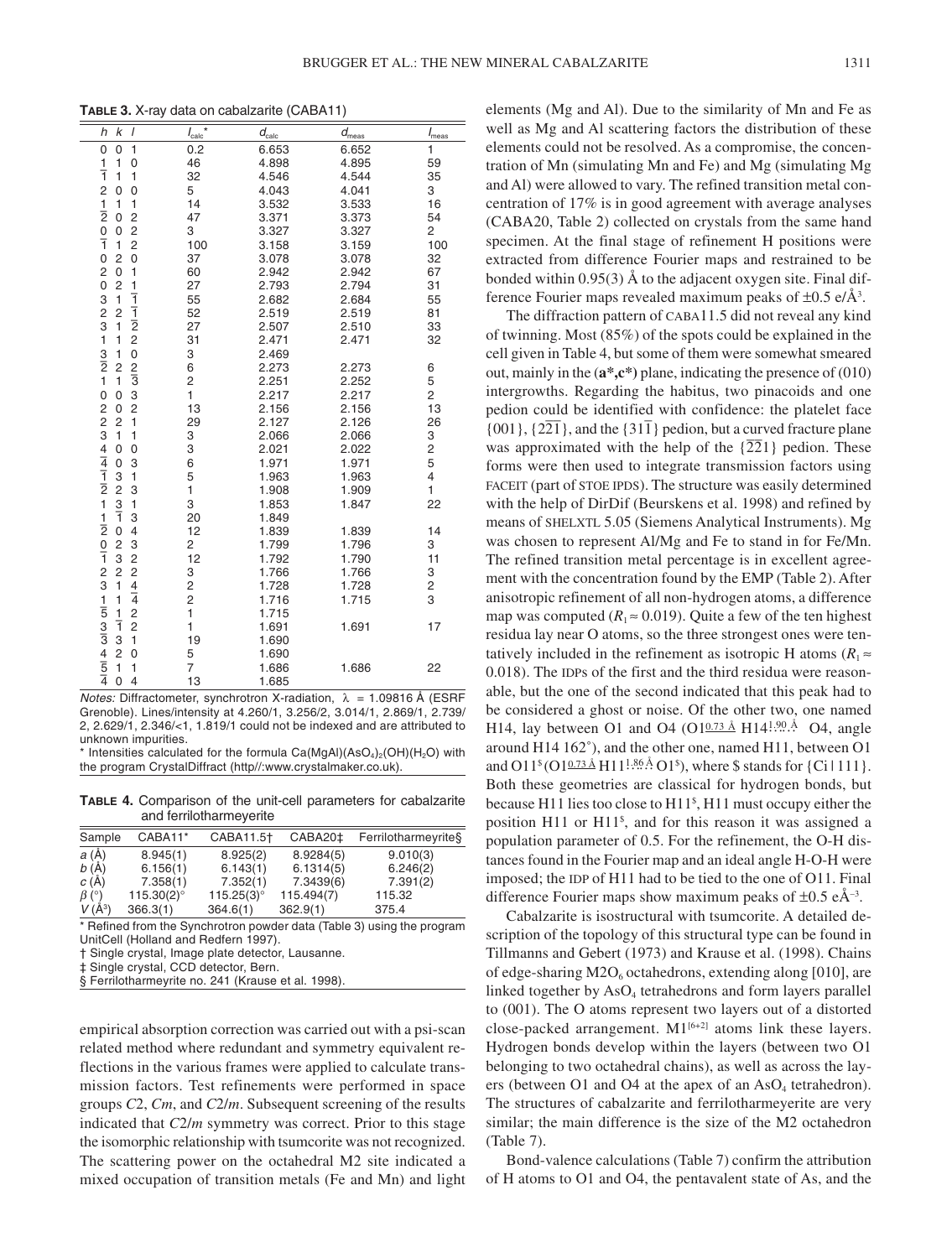**TABLE 3.** X-ray data on cabalzarite (CABA11)

| h | k | l | $I_{calc}$* | $d_{calc}$ | $d_{meas}$ | $I_{meas}$ |
|---|---|---|---|---|---|---|
| 0 | 0 | 1 | 0.2 | 6.653 | 6.652 | 1 |
| $\bar{1}$ | 1 | 0 | 46 | 4.898 | 4.895 | 59 |
| $\bar{1}$ | 1 | 1 | 32 | 4.546 | 4.544 | 35 |
| 2 | 0 | 0 | 5 | 4.043 | 4.041 | 3 |
| $\bar{1}$ | 1 | 1 | 14 | 3.532 | 3.533 | 16 |
| $\bar{2}$ | 0 | 2 | 47 | 3.371 | 3.373 | 54 |
| 0 | 0 | 2 | 3 | 3.327 | 3.327 | 2 |
| $\bar{1}$ | 1 | 2 | 100 | 3.158 | 3.159 | 100 |
| 0 | 2 | 0 | 37 | 3.078 | 3.078 | 32 |
| 2 | 0 | 1 | 60 | 2.942 | 2.942 | 67 |
| 0 | 2 | 1 | 27 | 2.793 | 2.794 | 31 |
| 3 | 1 | $\bar{1}$ | 55 | 2.682 | 2.684 | 55 |
| 2 | 2 | $\bar{1}$ | 52 | 2.519 | 2.519 | 81 |
| 3 | 1 | $\bar{2}$ | 27 | 2.507 | 2.510 | 33 |
| 1 | 1 | 2 | 31 | 2.471 | 2.471 | 32 |
| $\bar{3}$ | 1 | 0 | 3 | 2.469 | | |
| $\bar{2}$ | 2 | $\bar{2}$ | 6 | 2.273 | 2.273 | 6 |
| 1 | 1 | $\bar{3}$ | 2 | 2.251 | 2.252 | 5 |
| 0 | 0 | 3 | 1 | 2.217 | 2.217 | 2 |
| 2 | 0 | 2 | 13 | 2.156 | 2.156 | 13 |
| 2 | 2 | 1 | 29 | 2.127 | 2.126 | 26 |
| 3 | 1 | 1 | 3 | 2.066 | 2.066 | 3 |
| $\bar{4}$ | 0 | 0 | 3 | 2.021 | 2.022 | 2 |
| $\bar{4}$ | 0 | 3 | 6 | 1.971 | 1.971 | 5 |
| $\bar{1}$ | 3 | 1 | 5 | 1.963 | 1.963 | 4 |
| $\bar{2}$ | 2 | 3 | 1 | 1.908 | 1.909 | 1 |
| 1 | $\bar{3}$ | 1 | 3 | 1.853 | 1.847 | 22 |
| $\bar{1}$ | $\bar{1}$ | 3 | 20 | 1.849 | | |
| $\bar{2}$ | 0 | 4 | 12 | 1.839 | 1.839 | 14 |
| $\bar{0}$ | 2 | 3 | 2 | 1.799 | 1.796 | 3 |
| $\bar{1}$ | 3 | 2 | 12 | 1.792 | 1.790 | 11 |
| 2 | 2 | 2 | 3 | 1.766 | 1.766 | 3 |
| 3 | 1 | $\bar{4}$ | 2 | 1.728 | 1.728 | 2 |
| $\bar{1}$ | 1 | $\bar{4}$ | 2 | 1.716 | 1.715 | 3 |
| $\bar{5}$ | 1 | 2 | 1 | 1.715 | | |
| $\bar{3}$ | $\bar{1}$ | 2 | 1 | 1.691 | 1.691 | 17 |
| $\bar{3}$ | 3 | 1 | 19 | 1.690 | | |
| $\bar{4}$ | 2 | 0 | 5 | 1.690 | | |
| $\bar{5}$ | 1 | 1 | 7 | 1.686 | 1.686 | 22 |
| $\bar{4}$ | 0 | 4 | 13 | 1.685 | | |

*Notes:* Diffractometer, synchrotron X-radiation, λ = 1.09816 Å (ESRF Grenoble). Lines/intensity at 4.260/1, 3.256/2, 3.014/1, 2.869/1, 2.739/2, 2.629/1, 2.346/<1, 1.819/1 could not be indexed and are attributed to unknown impurities.
\* Intensities calculated for the formula $Ca(MgAl)(AsO_4)_2(OH)(H_2O)$ with the program CrystalDiffract (http//:www.crystalmaker.co.uk).

**TABLE 4.** Comparison of the unit-cell parameters for cabalzarite and ferrilotharmeyerite

| Sample | CABA11* | CABA11.5† | CABA20‡ | Ferrilotharmeyrite§ |
|---|---|---|---|---|
| *a* (Å) | 8.945(1) | 8.925(2) | 8.9284(5) | 9.010(3) |
| *b* (Å) | 6.156(1) | 6.143(1) | 6.1314(5) | 6.246(2) |
| *c* (Å) | 7.358(1) | 7.352(1) | 7.3439(6) | 7.391(2) |
| β (°) | 115.30(2)° | 115.25(3)° | 115.494(7) | 115.32 |
| *V* (Å³) | 366.3(1) | 364.6(1) | 362.9(1) | 375.4 |

\* Refined from the Synchrotron powder data (Table 3) using the program UnitCell (Holland and Redfern 1997).
† Single crystal, Image plate detector, Lausanne.
‡ Single crystal, CCD detector, Bern.
§ Ferrilotharmeyrite no. 241 (Krause et al. 1998).

empirical absorption correction was carried out with a psi-scan related method where redundant and symmetry equivalent reflections in the various frames were applied to calculate transmission factors. Test refinements were performed in space groups *C*2, *Cm*, and *C*2/*m*. Subsequent screening of the results indicated that *C*2/*m* symmetry was correct. Prior to this stage the isomorphic relationship with tsumcorite was not recognized. The scattering power on the octahedral M2 site indicated a mixed occupation of transition metals (Fe and Mn) and light elements (Mg and Al). Due to the similarity of Mn and Fe as well as Mg and Al scattering factors the distribution of these elements could not be resolved. As a compromise, the concentration of Mn (simulating Mn and Fe) and Mg (simulating Mg and Al) were allowed to vary. The refined transition metal concentration of 17% is in good agreement with average analyses (CABA20, Table 2) collected on crystals from the same hand specimen. At the final stage of refinement H positions were extracted from difference Fourier maps and restrained to be bonded within 0.95(3) Å to the adjacent oxygen site. Final difference Fourier maps revealed maximum peaks of ±0.5 e/Å³.

The diffraction pattern of CABA11.5 did not reveal any kind of twinning. Most (85%) of the spots could be explained in the cell given in Table 4, but some of them were somewhat smeared out, mainly in the (**a\*,c\***) plane, indicating the presence of (010) intergrowths. Regarding the habitus, two pinacoids and one pedion could be identified with confidence: the platelet face {001}, {$2\bar{2}\bar{1}$}, and the {$31\bar{1}$} pedion, but a curved fracture plane was approximated with the help of the {$\bar{2}\bar{2}1$} pedion. These forms were then used to integrate transmission factors using FACEIT (part of STOE IPDS). The structure was easily determined with the help of DirDif (Beurskens et al. 1998) and refined by means of SHELXTL 5.05 (Siemens Analytical Instruments). Mg was chosen to represent Al/Mg and Fe to stand in for Fe/Mn. The refined transition metal percentage is in excellent agreement with the concentration found by the EMP (Table 2). After anisotropic refinement of all non-hydrogen atoms, a difference map was computed ($R_1 \approx 0.019$). Quite a few of the ten highest residua lay near O atoms, so the three strongest ones were tentatively included in the refinement as isotropic H atoms ($R_1 \approx 0.018$). The IDPs of the first and the third residua were reasonable, but the one of the second indicated that this peak had to be considered a ghost or noise. Of the other two, one named H14, lay between O1 and O4 (O1$\overset{0.73\,Å}{—}$H14$\overset{1.90\,Å}{\cdots}$O4, angle around H14 162°), and the other one, named H11, between O1 and O11$^{\$}$ (O1$\overset{0.73\,Å}{—}$H11$\overset{1.86\,Å}{\cdots}$O1$^{\$}$), where \$ stands for {Ci|111}. Both these geometries are classical for hydrogen bonds, but because H11 lies too close to H11$^{\$}$, H11 must occupy either the position H11 or H11$^{\$}$, and for this reason it was assigned a population parameter of 0.5. For the refinement, the O-H distances found in the Fourier map and an ideal angle H-O-H were imposed; the IDP of H11 had to be tied to the one of O11. Final difference Fourier maps show maximum peaks of ±0.5 eÅ$^{-3}$.

Cabalzarite is isostructural with tsumcorite. A detailed description of the topology of this structural type can be found in Tillmanns and Gebert (1973) and Krause et al. (1998). Chains of edge-sharing $M2O_6$ octahedrons, extending along [010], are linked together by $AsO_4$ tetrahedrons and form layers parallel to (001). The O atoms represent two layers out of a distorted close-packed arrangement. M1$^{[6+2]}$ atoms link these layers. Hydrogen bonds develop within the layers (between two O1 belonging to two octahedral chains), as well as across the layers (between O1 and O4 at the apex of an $AsO_4$ tetrahedron). The structures of cabalzarite and ferrilotharmeyerite are very similar; the main difference is the size of the M2 octahedron (Table 7).

Bond-valence calculations (Table 7) confirm the attribution of H atoms to O1 and O4, the pentavalent state of As, and the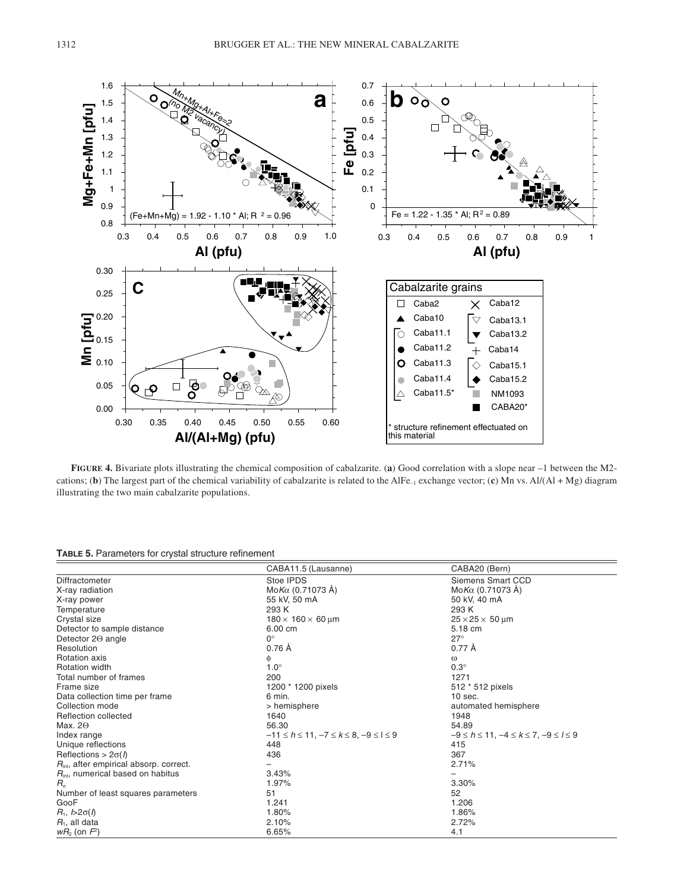**FIGURE 4.** Bivariate plots illustrating the chemical composition of cabalzarite. (**a**) Good correlation with a slope near –1 between the M2-cations; (**b**) The largest part of the chemical variability of cabalzarite is related to the $AlFe_{-1}$ exchange vector; (**c**) Mn vs. Al/(Al + Mg) diagram illustrating the two main cabalzarite populations.

**TABLE 5.** Parameters for crystal structure refinement

| | CABA11.5 (Lausanne) | CABA20 (Bern) |
|---|---|---|
| Diffractometer | Stoe IPDS | Siemens Smart CCD |
| X-ray radiation | Mo$K\alpha$ (0.71073 Å) | Mo$K\alpha$ (0.71073 Å) |
| X-ray power | 55 kV, 50 mA | 50 kV, 40 mA |
| Temperature | 293 K | 293 K |
| Crystal size | $180 \times 160 \times 60$ μm | $25 \times 25 \times 50$ μm |
| Detector to sample distance | 6.00 cm | 5.18 cm |
| Detector 2Θ angle | 0° | 27° |
| Resolution | 0.76 Å | 0.77 Å |
| Rotation axis | φ | ω |
| Rotation width | 1.0° | 0.3° |
| Total number of frames | 200 | 1271 |
| Frame size | 1200 * 1200 pixels | 512 * 512 pixels |
| Data collection time per frame | 6 min. | 10 sec. |
| Collection mode | > hemisphere | automated hemisphere |
| Reflection collected | 1640 | 1948 |
| Max. 2Θ | 56.30 | 54.89 |
| Index range | $-11 \le h \le 11$, $-7 \le k \le 8$, $-9 \le l \le 9$ | $-9 \le h \le 11$, $-4 \le k \le 7$, $-9 \le l \le 9$ |
| Unique reflections | 448 | 415 |
| Reflections > 2σ($I$) | 436 | 367 |
| $R_{int}$, after empirical absorp. correct. | – | 2.71% |
| $R_{int}$, numerical based on habitus | 3.43% | – |
| $R_\sigma$ | 1.97% | 3.30% |
| Number of least squares parameters | 51 | 52 |
| GooF | 1.241 | 1.206 |
| $R_1$, $I$>2σ($I$) | 1.80% | 1.86% |
| $R_1$, all data | 2.10% | 2.72% |
| $wR_2$ (on $F^2$) | 6.65% | 4.1 |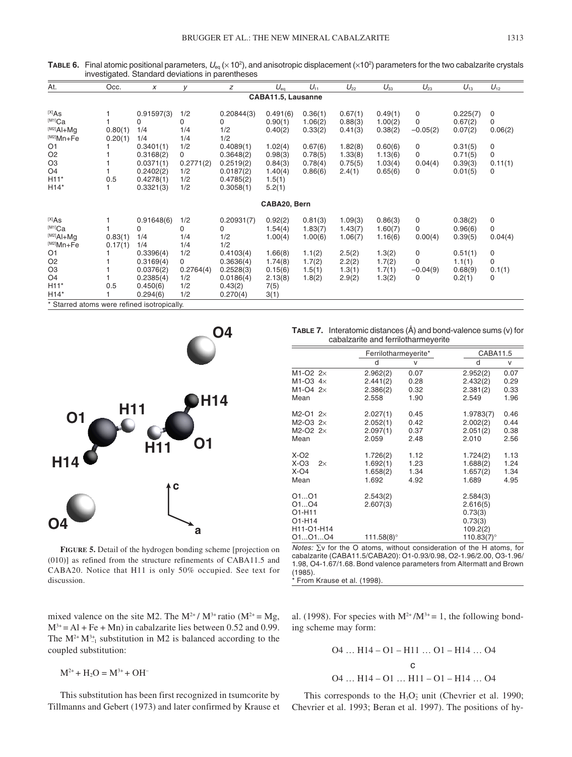**TABLE 6.** Final atomic positional parameters, $U_{eq}$ (×10²), and anisotropic displacement (×10²) parameters for the two cabalzarite crystals investigated. Standard deviations in parentheses

| At. | Occ. | $x$ | $y$ | $z$ | $U_{eq}$ | $U_{11}$ | $U_{22}$ | $U_{33}$ | $U_{23}$ | $U_{13}$ | $U_{12}$ |
|---|---|---|---|---|---|---|---|---|---|---|---|
| | | | | | **CABA11.5, Lausanne** | | | | | | |
| [X]As | 1 | 0.91597(3) | 1/2 | 0.20844(3) | 0.491(6) | 0.36(1) | 0.67(1) | 0.49(1) | 0 | 0.225(7) | 0 |
| [M1]Ca | 1 | 0 | 0 | 0 | 0.90(1) | 1.06(2) | 0.88(3) | 1.00(2) | 0 | 0.67(2) | 0 |
| [M2]Al+Mg | 0.80(1) | 1/4 | 1/4 | 1/2 | 0.40(2) | 0.33(2) | 0.41(3) | 0.38(2) | −0.05(2) | 0.07(2) | 0.06(2) |
| [M2]Mn+Fe | 0.20(1) | 1/4 | 1/4 | 1/2 | | | | | | | |
| O1 | 1 | 0.3401(1) | 1/2 | 0.4089(1) | 1.02(4) | 0.67(6) | 1.82(8) | 0.60(6) | 0 | 0.31(5) | 0 |
| O2 | 1 | 0.3168(2) | 0 | 0.3648(2) | 0.98(3) | 0.78(5) | 1.33(8) | 1.13(6) | 0 | 0.71(5) | 0 |
| O3 | 1 | 0.0371(1) | 0.2771(2) | 0.2519(2) | 0.84(3) | 0.78(4) | 0.75(5) | 1.03(4) | 0.04(4) | 0.39(3) | 0.11(1) |
| O4 | 1 | 0.2402(2) | 1/2 | 0.0187(2) | 1.40(4) | 0.86(6) | 2.4(1) | 0.65(6) | 0 | 0.01(5) | 0 |
| H11* | 0.5 | 0.4278(1) | 1/2 | 0.4785(2) | 1.5(1) | | | | | | |
| H14* | 1 | 0.3321(3) | 1/2 | 0.3058(1) | 5.2(1) | | | | | | |
| | | | | | **CABA20, Bern** | | | | | | |
| [X]As | 1 | 0.91648(6) | 1/2 | 0.20931(7) | 0.92(2) | 0.81(3) | 1.09(3) | 0.86(3) | 0 | 0.38(2) | 0 |
| [M1]Ca | 1 | 0 | 0 | 0 | 1.54(4) | 1.83(7) | 1.43(7) | 1.60(7) | 0 | 0.96(6) | 0 |
| [M2]Al+Mg | 0.83(1) | 1/4 | 1/4 | 1/2 | 1.00(4) | 1.00(6) | 1.06(7) | 1.16(6) | 0.00(4) | 0.39(5) | 0.04(4) |
| [M2]Mn+Fe | 0.17(1) | 1/4 | 1/4 | 1/2 | | | | | | | |
| O1 | 1 | 0.3396(4) | 1/2 | 0.4103(4) | 1.66(8) | 1.1(2) | 2.5(2) | 1.3(2) | 0 | 0.51(1) | 0 |
| O2 | 1 | 0.3169(4) | 0 | 0.3636(4) | 1.74(8) | 1.7(2) | 2.2(2) | 1.7(2) | 0 | 1.1(1) | 0 |
| O3 | 1 | 0.0376(2) | 0.2764(4) | 0.2528(3) | 0.15(6) | 1.5(1) | 1.3(1) | 1.7(1) | −0.04(9) | 0.68(9) | 0.1(1) |
| O4 | 1 | 0.2385(4) | 1/2 | 0.0186(4) | 2.13(8) | 1.8(2) | 2.9(2) | 1.3(2) | 0 | 0.2(1) | 0 |
| H11* | 0.5 | 0.450(6) | 1/2 | 0.43(2) | 7(5) | | | | | | |
| H14* | 1 | 0.294(6) | 1/2 | 0.270(4) | 3(1) | | | | | | |

\* Starred atoms were refined isotropically.

**FIGURE 5.** Detail of the hydrogen bonding scheme [projection on (010)] as refined from the structure refinements of CABA11.5 and CABA20. Notice that H11 is only 50% occupied. See text for discussion.

**TABLE 7.** Interatomic distances (Å) and bond-valence sums (v) for cabalzarite and ferrilotharmeyerite

| | Ferrilotharmeyerite* | | CABA11.5 | |
|---|---|---|---|---|
| | d | v | d | v |
| M1-O2 2× | 2.962(2) | 0.07 | 2.952(2) | 0.07 |
| M1-O3 4× | 2.441(2) | 0.28 | 2.432(2) | 0.29 |
| M1-O4 2× | 2.386(2) | 0.32 | 2.381(2) | 0.33 |
| Mean | 2.558 | 1.90 | 2.549 | 1.96 |
| M2-O1 2× | 2.027(1) | 0.45 | 1.9783(7) | 0.46 |
| M2-O3 2× | 2.052(1) | 0.42 | 2.002(2) | 0.44 |
| M2-O2 2× | 2.097(1) | 0.37 | 2.051(2) | 0.38 |
| Mean | 2.059 | 2.48 | 2.010 | 2.56 |
| X-O2 | 1.726(2) | 1.12 | 1.724(2) | 1.13 |
| X-O3 2× | 1.692(1) | 1.23 | 1.688(2) | 1.24 |
| X-O4 | 1.658(2) | 1.34 | 1.657(2) | 1.34 |
| Mean | 1.692 | 4.92 | 1.689 | 4.95 |
| O1...O1 | 2.543(2) | | 2.584(3) | |
| O1...O4 | 2.607(3) | | 2.616(5) | |
| O1-H11 | | | 0.73(3) | |
| O1-H14 | | | 0.73(3) | |
| H11-O1-H14 | | | 109.2(2) | |
| O1...O1...O4 | 111.58(8)° | | 110.83(7)° | |

*Notes:* Σv for the O atoms, without consideration of the H atoms, for cabalzarite (CABA11.5/CABA20): O1-0.93/0.98, O2-1.96/2.00, O3-1.96/1.98, O4-1.67/1.68. Bond valence parameters from Altermatt and Brown (1985).
\* From Krause et al. (1998).

mixed valence on the site M2. The $M^{2+}/M^{3+}$ ratio ($M^{2+} = Mg$, $M^{3+} = Al + Fe + Mn$) in cabalzarite lies between 0.52 and 0.99. The $M^{2+}_{+}M^{3+}_{-1}$ substitution in M2 is balanced according to the coupled substitution:

$$M^{2+} + H_2O = M^{3+} + OH^-$$

This substitution has been first recognized in tsumcorite by Tillmanns and Gebert (1973) and later confirmed by Krause et al. (1998). For species with $M^{2+}/M^{3+} = 1$, the following bonding scheme may form:

$$\text{O4} \ldots \text{H14} - \text{O1} - \text{H11} \ldots \text{O1} - \text{H14} \ldots \text{O4}$$

$$c$$

$$\text{O4} \ldots \text{H14} - \text{O1} \ldots \text{H11} - \text{O1} - \text{H14} \ldots \text{O4}$$

This corresponds to the $H_3O_2^-$ unit (Chevrier et al. 1990; Chevrier et al. 1993; Beran et al. 1997). The positions of hy-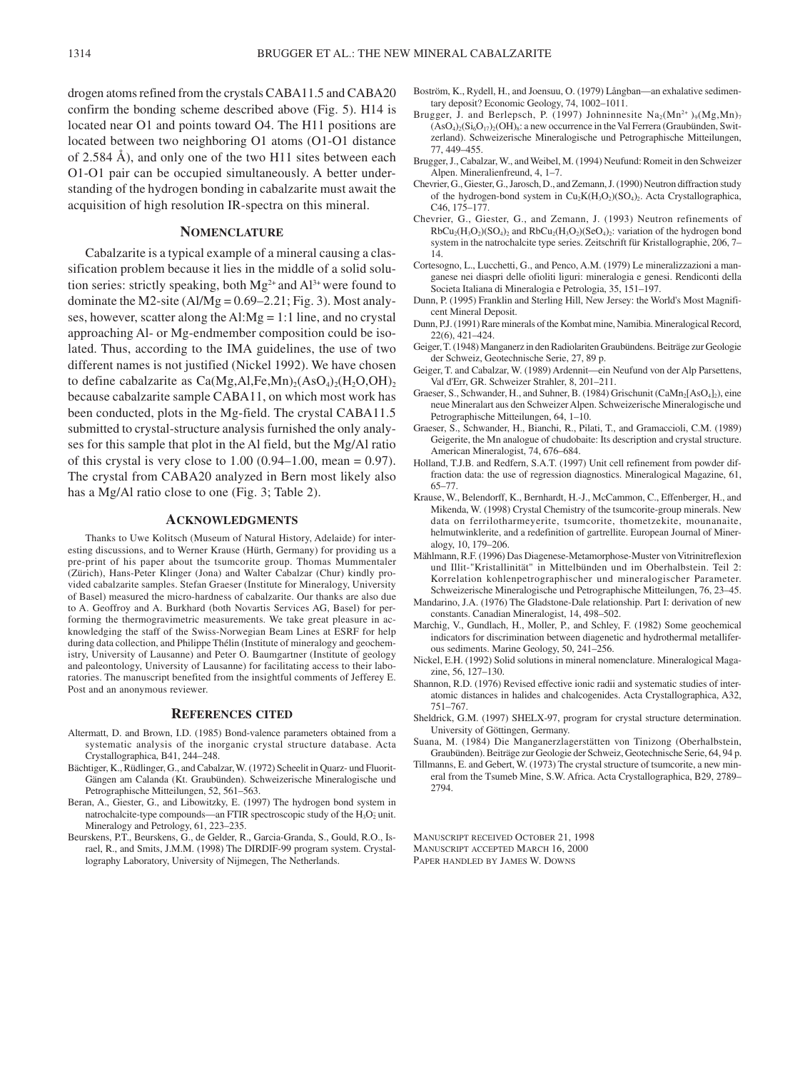drogen atoms refined from the crystals CABA11.5 and CABA20 confirm the bonding scheme described above (Fig. 5). H14 is located near O1 and points toward O4. The H11 positions are located between two neighboring O1 atoms (O1-O1 distance of 2.584 Å), and only one of the two H11 sites between each O1-O1 pair can be occupied simultaneously. A better understanding of the hydrogen bonding in cabalzarite must await the acquisition of high resolution IR-spectra on this mineral.

## Nomenclature

Cabalzarite is a typical example of a mineral causing a classification problem because it lies in the middle of a solid solution series: strictly speaking, both $Mg^{2+}$ and $Al^{3+}$ were found to dominate the M2-site (Al/Mg = 0.69–2.21; Fig. 3). Most analyses, however, scatter along the Al:Mg = 1:1 line, and no crystal approaching Al- or Mg-endmember composition could be isolated. Thus, according to the IMA guidelines, the use of two different names is not justified (Nickel 1992). We have chosen to define cabalzarite as $Ca(Mg,Al,Fe,Mn)_2(AsO_4)_2(H_2O,OH)_2$ because cabalzarite sample CABA11, on which most work has been conducted, plots in the Mg-field. The crystal CABA11.5 submitted to crystal-structure analysis furnished the only analyses for this sample that plot in the Al field, but the Mg/Al ratio of this crystal is very close to 1.00 (0.94–1.00, mean = 0.97). The crystal from CABA20 analyzed in Bern most likely also has a Mg/Al ratio close to one (Fig. 3; Table 2).

## Acknowledgments

Thanks to Uwe Kolitsch (Museum of Natural History, Adelaide) for interesting discussions, and to Werner Krause (Hürth, Germany) for providing us a pre-print of his paper about the tsumcorite group. Thomas Mummentaler (Zürich), Hans-Peter Klinger (Jona) and Walter Cabalzar (Chur) kindly provided cabalzarite samples. Stefan Graeser (Institute for Mineralogy, University of Basel) measured the micro-hardness of cabalzarite. Our thanks are also due to A. Geoffroy and A. Burkhard (both Novartis Services AG, Basel) for performing the thermogravimetric measurements. We take great pleasure in acknowledging the staff of the Swiss-Norwegian Beam Lines at ESRF for help during data collection, and Philippe Thélin (Institute of mineralogy and geochemistry, University of Lausanne) and Peter O. Baumgartner (Institute of geology and paleontology, University of Lausanne) for facilitating access to their laboratories. The manuscript benefited from the insightful comments of Jefferey E. Post and an anonymous reviewer.

## References Cited

Altermatt, D. and Brown, I.D. (1985) Bond-valence parameters obtained from a systematic analysis of the inorganic crystal structure database. Acta Crystallographica, B41, 244–248.

Bächtiger, K., Rüdlinger, G., and Cabalzar, W. (1972) Scheelit in Quarz- und Fluorit-Gängen am Calanda (Kt. Graubünden). Schweizerische Mineralogische und Petrographische Mitteilungen, 52, 561–563.

Beran, A., Giester, G., and Libowitzky, E. (1997) The hydrogen bond system in natrochalcite-type compounds—an FTIR spectroscopic study of the $H_3O_2$ unit. Mineralogy and Petrology, 61, 223–235.

Beurskens, P.T., Beurskens, G., de Gelder, R., Garcia-Granda, S., Gould, R.O., Israel, R., and Smits, J.M.M. (1998) The DIRDIF-99 program system. Crystallography Laboratory, University of Nijmegen, The Netherlands.

Boström, K., Rydell, H., and Joensuu, O. (1979) Långban—an exhalative sedimentary deposit? Economic Geology, 74, 1002–1011.

Brugger, J. and Berlepsch, P. (1997) Johninnesite $Na_2(Mn^{2+})_9(Mg,Mn)_7(AsO_4)_2(Si_6O_{17})_2(OH)_8$: a new occurrence in the Val Ferrera (Graubünden, Switzerland). Schweizerische Mineralogische und Petrographische Mitteilungen, 77, 449–455.

Brugger, J., Cabalzar, W., and Weibel, M. (1994) Neufund: Romeit in den Schweizer Alpen. Mineralienfreund, 4, 1–7.

Chevrier, G., Giester, G., Jarosch, D., and Zemann, J. (1990) Neutron diffraction study of the hydrogen-bond system in $Cu_2K(H_3O_2)(SO_4)_2$. Acta Crystallographica, C46, 175–177.

Chevrier, G., Giester, G., and Zemann, J. (1993) Neutron refinements of $RbCu_2(H_3O_2)(SO_4)_2$ and $RbCu_2(H_3O_2)(SeO_4)_2$: variation of the hydrogen bond system in the natrochalcite type series. Zeitschrift für Kristallographie, 206, 7–14.

Cortesogno, L., Lucchetti, G., and Penco, A.M. (1979) Le mineralizzazioni a manganese nei diaspri delle ofioliti liguri: mineralogia e genesi. Rendiconti della Societa Italiana di Mineralogia e Petrologia, 35, 151–197.

Dunn, P. (1995) Franklin and Sterling Hill, New Jersey: the World's Most Magnificent Mineral Deposit.

Dunn, P.J. (1991) Rare minerals of the Kombat mine, Namibia. Mineralogical Record, 22(6), 421–424.

Geiger, T. (1948) Manganerz in den Radiolariten Graubündens. Beiträge zur Geologie der Schweiz, Geotechnische Serie, 27, 89 p.

Geiger, T. and Cabalzar, W. (1989) Ardennit—ein Neufund von der Alp Parsettens, Val d'Err, GR. Schweizer Strahler, 8, 201–211.

Graeser, S., Schwander, H., and Suhner, B. (1984) Grischunit ($CaMn_2[AsO_4]_2$), eine neue Mineralart aus den Schweizer Alpen. Schweizerische Mineralogische und Petrographische Mitteilungen, 64, 1–10.

Graeser, S., Schwander, H., Bianchi, R., Pilati, T., and Gramaccioli, C.M. (1989) Geigerite, the Mn analogue of chudobaite: Its description and crystal structure. American Mineralogist, 74, 676–684.

Holland, T.J.B. and Redfern, S.A.T. (1997) Unit cell refinement from powder diffraction data: the use of regression diagnostics. Mineralogical Magazine, 61, 65–77.

Krause, W., Belendorff, K., Bernhardt, H.-J., McCammon, C., Effenberger, H., and Mikenda, W. (1998) Crystal Chemistry of the tsumcorite-group minerals. New data on ferrilotharmeyerite, tsumcorite, thometzekite, mounanaite, helmutwinklerite, and a redefinition of gartrellite. European Journal of Mineralogy, 10, 179–206.

Mählmann, R.F. (1996) Das Diagenese-Metamorphose-Muster von Vitrinitreflexion und Illit-"Kristallinität" in Mittelbünden und im Oberhalbstein. Teil 2: Korrelation kohlenpetrographischer und mineralogischer Parameter. Schweizerische Mineralogische und Petrographische Mitteilungen, 76, 23–45.

Mandarino, J.A. (1976) The Gladstone-Dale relationship. Part I: derivation of new constants. Canadian Mineralogist, 14, 498–502.

Marchig, V., Gundlach, H., Moller, P., and Schley, F. (1982) Some geochemical indicators for discrimination between diagenetic and hydrothermal metalliferous sediments. Marine Geology, 50, 241–256.

Nickel, E.H. (1992) Solid solutions in mineral nomenclature. Mineralogical Magazine, 56, 127–130.

Shannon, R.D. (1976) Revised effective ionic radii and systematic studies of interatomic distances in halides and chalcogenides. Acta Crystallographica, A32, 751–767.

Sheldrick, G.M. (1997) SHELX-97, program for crystal structure determination. University of Göttingen, Germany.

Suana, M. (1984) Die Manganerzlagerstätten von Tinizong (Oberhalbstein, Graubünden). Beiträge zur Geologie der Schweiz, Geotechnische Serie, 64, 94 p.

Tillmanns, E. and Gebert, W. (1973) The crystal structure of tsumcorite, a new mineral from the Tsumeb Mine, S.W. Africa. Acta Crystallographica, B29, 2789–2794.

Manuscript received October 21, 1998
Manuscript accepted March 16, 2000
Paper handled by James W. Downs